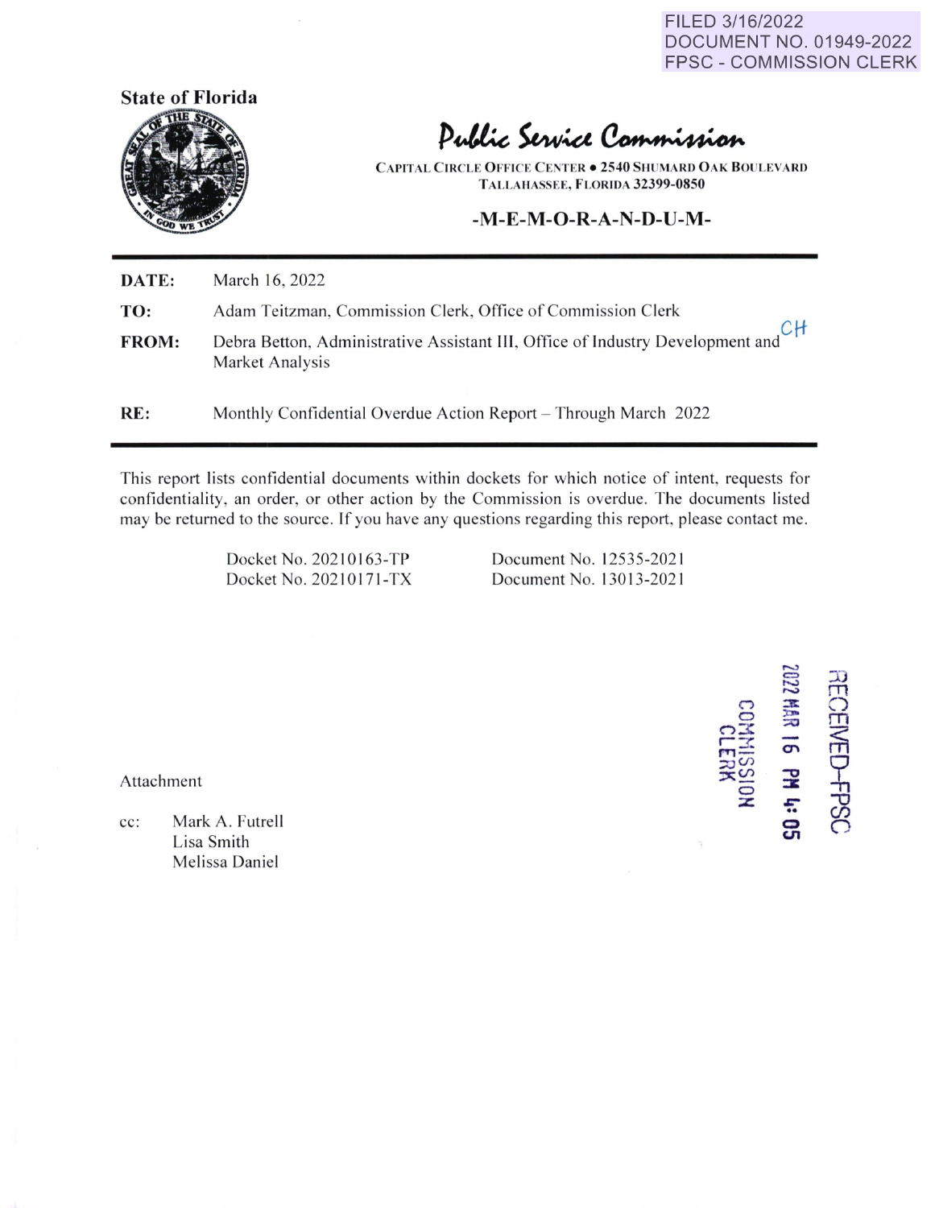FILED 3/16/2022
DOCUMENT NO. 01949-2022
FPSC - COMMISSION CLERK

**State of Florida**

# Public Service Commission

CAPITAL CIRCLE OFFICE CENTER • 2540 SHUMARD OAK BOULEVARD
TALLAHASSEE, FLORIDA 32399-0850

**-M-E-M-O-R-A-N-D-U-M-**

**DATE:** March 16, 2022

**TO:** Adam Teitzman, Commission Clerk, Office of Commission Clerk

**FROM:** Debra Betton, Administrative Assistant III, Office of Industry Development and Market Analysis CH

**RE:** Monthly Confidential Overdue Action Report – Through March 2022

This report lists confidential documents within dockets for which notice of intent, requests for confidentiality, an order, or other action by the Commission is overdue. The documents listed may be returned to the source. If you have any questions regarding this report, please contact me.

| | |
|---|---|
| Docket No. 20210163-TP | Document No. 12535-2021 |
| Docket No. 20210171-TX | Document No. 13013-2021 |

RECEIVED-FPSC
2022 MAR 16 PM 4:05
COMMISSION CLERK

Attachment

cc: Mark A. Futrell
Lisa Smith
Melissa Daniel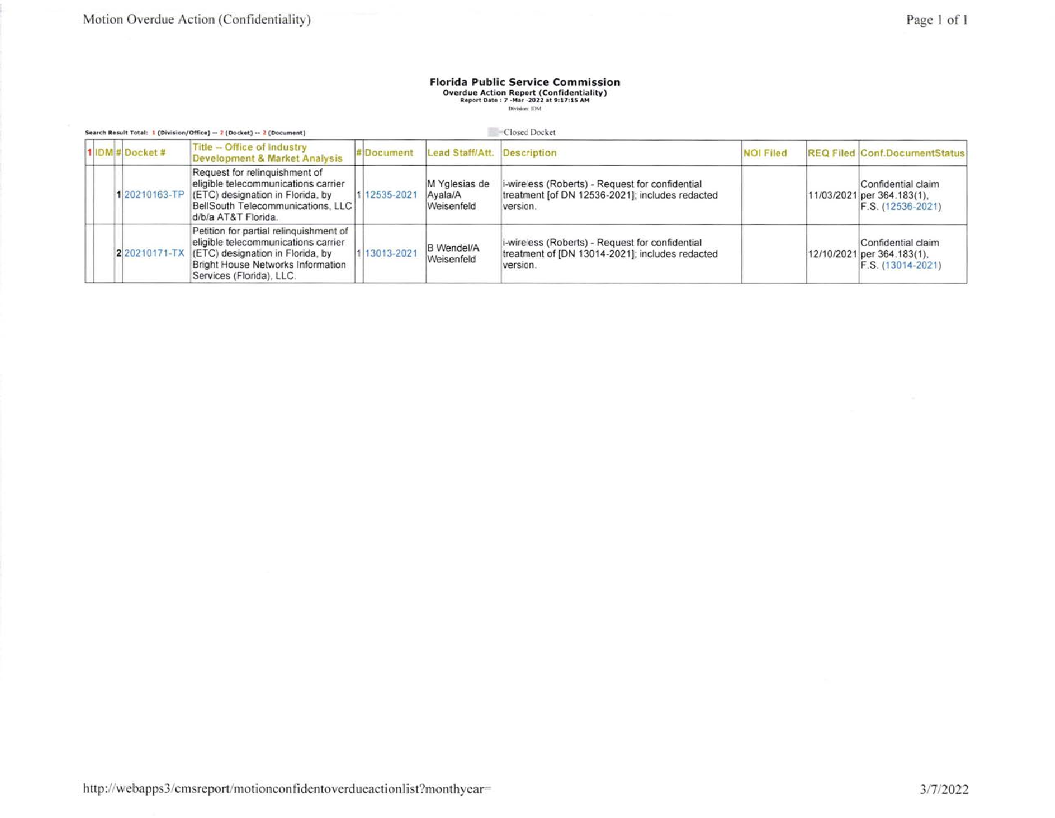# Florida Public Service Commission

**Overdue Action Report (Confidentiality)**
**Report Date : 7 -Mar -2022 at 9:17:15 AM**
Division: IDM

Search Result Total: 1 (Division/Office) -- 2 (Docket) -- 2 (Document)

=Closed Docket

| 1 | IDM | # | Docket # | Title -- Office of Industry Development & Market Analysis | # | Document | Lead Staff/Att. | Description | NOI Filed | REQ Filed | Conf.DocumentStatus |
|---|---|---|---|---|---|---|---|---|---|---|---|
| | | 1 | 20210163-TP | Request for relinquishment of eligible telecommunications carrier (ETC) designation in Florida, by BellSouth Telecommunications, LLC d/b/a AT&T Florida. | 1 | 12535-2021 | M Yglesias de Ayala/A Weisenfeld | i-wireless (Roberts) - Request for confidential treatment [of DN 12536-2021]; includes redacted version. | | 11/03/2021 | Confidential claim per 364.183(1), F.S. (12536-2021) |
| | | 2 | 20210171-TX | Petition for partial relinquishment of eligible telecommunications carrier (ETC) designation in Florida, by Bright House Networks Information Services (Florida), LLC. | 1 | 13013-2021 | B Wendel/A Weisenfeld | i-wireless (Roberts) - Request for confidential treatment of [DN 13014-2021]; includes redacted version. | | 12/10/2021 | Confidential claim per 364.183(1), F.S. (13014-2021) |